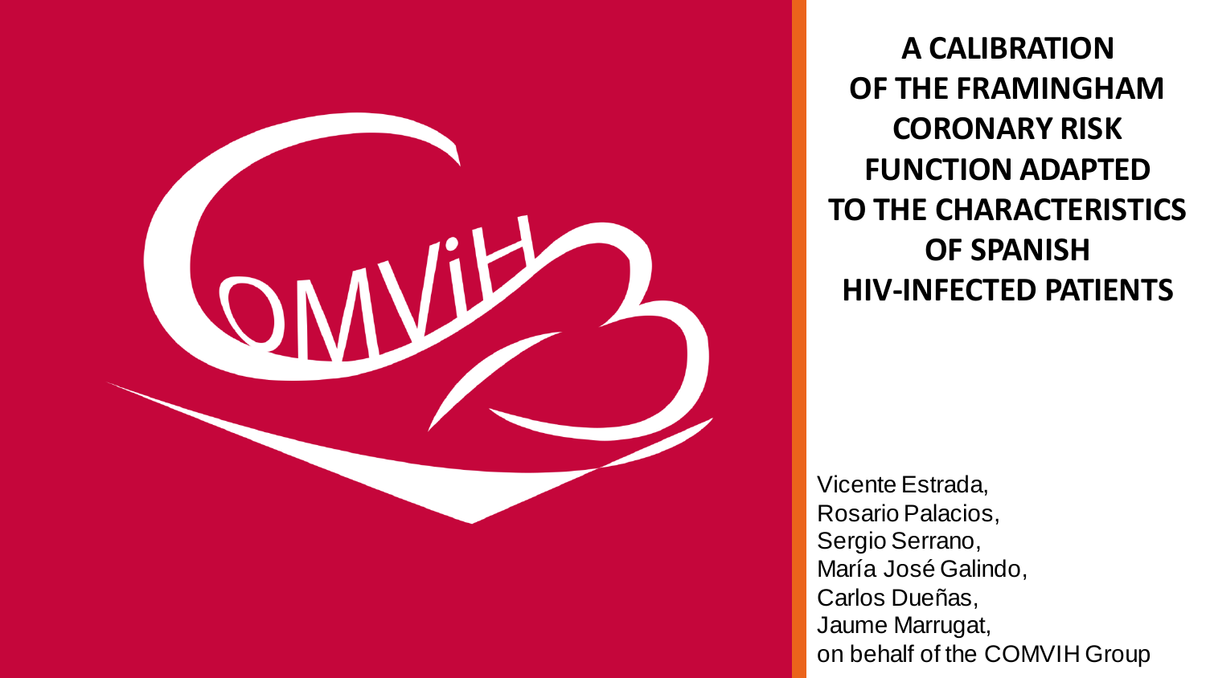# A CALIBRATION OF THE FRAMINGHAM CORONARY RISK FUNCTION ADAPTED TO THE CHARACTERISTICS OF SPANISH HIV-INFECTED PATIENTS

Vicente Estrada,
Rosario Palacios,
Sergio Serrano,
María José Galindo,
Carlos Dueñas,
Jaume Marrugat,
on behalf of the COMVIH Group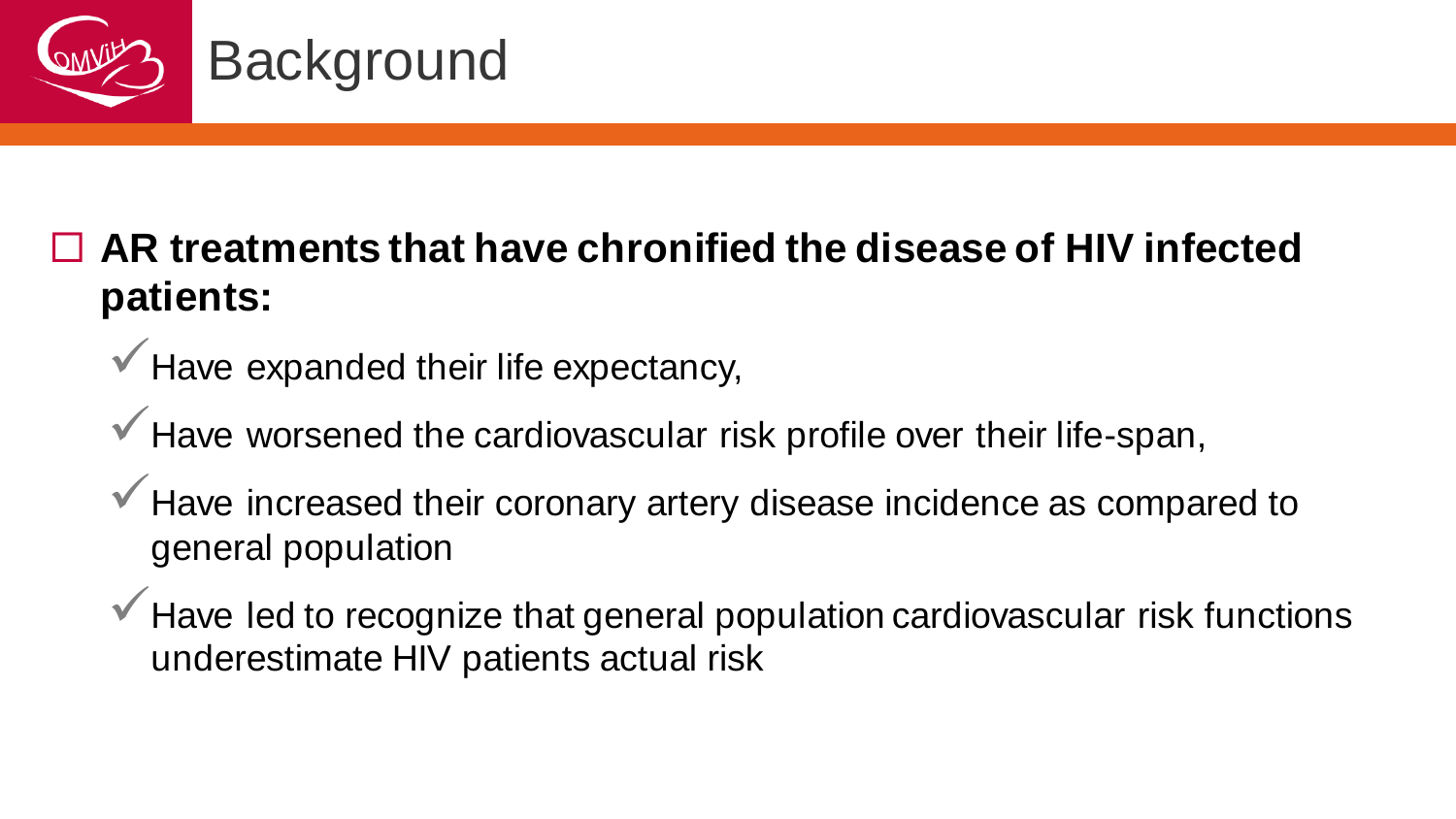# Background

- **AR treatments that have chronified the disease of HIV infected patients:**
  - Have expanded their life expectancy,
  - Have worsened the cardiovascular risk profile over their life-span,
  - Have increased their coronary artery disease incidence as compared to general population
  - Have led to recognize that general population cardiovascular risk functions underestimate HIV patients actual risk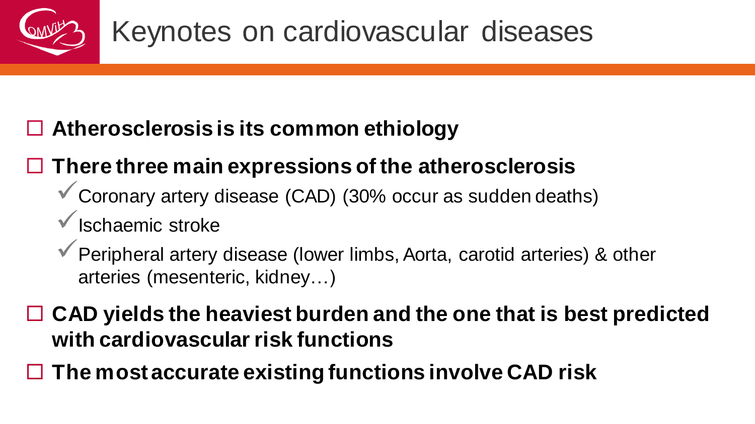# Keynotes on cardiovascular diseases

- **Atherosclerosis is its common ethiology**
- **There three main expressions of the atherosclerosis**
  - Coronary artery disease (CAD) (30% occur as sudden deaths)
  - Ischaemic stroke
  - Peripheral artery disease (lower limbs, Aorta, carotid arteries) & other arteries (mesenteric, kidney…)
- **CAD yields the heaviest burden and the one that is best predicted with cardiovascular risk functions**
- **The most accurate existing functions involve CAD risk**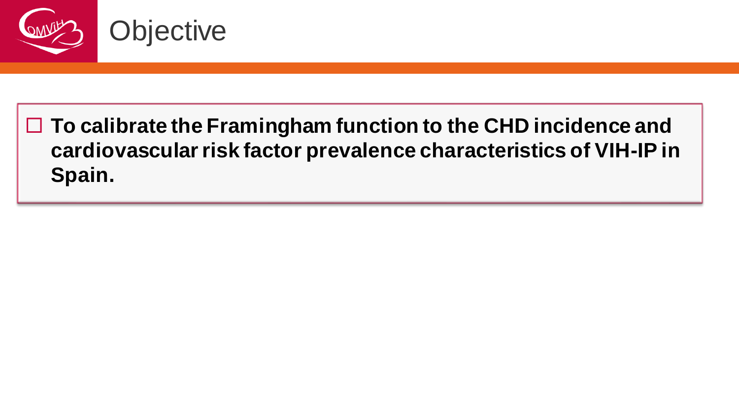# Objective

- **To calibrate the Framingham function to the CHD incidence and cardiovascular risk factor prevalence characteristics of VIH-IP in Spain.**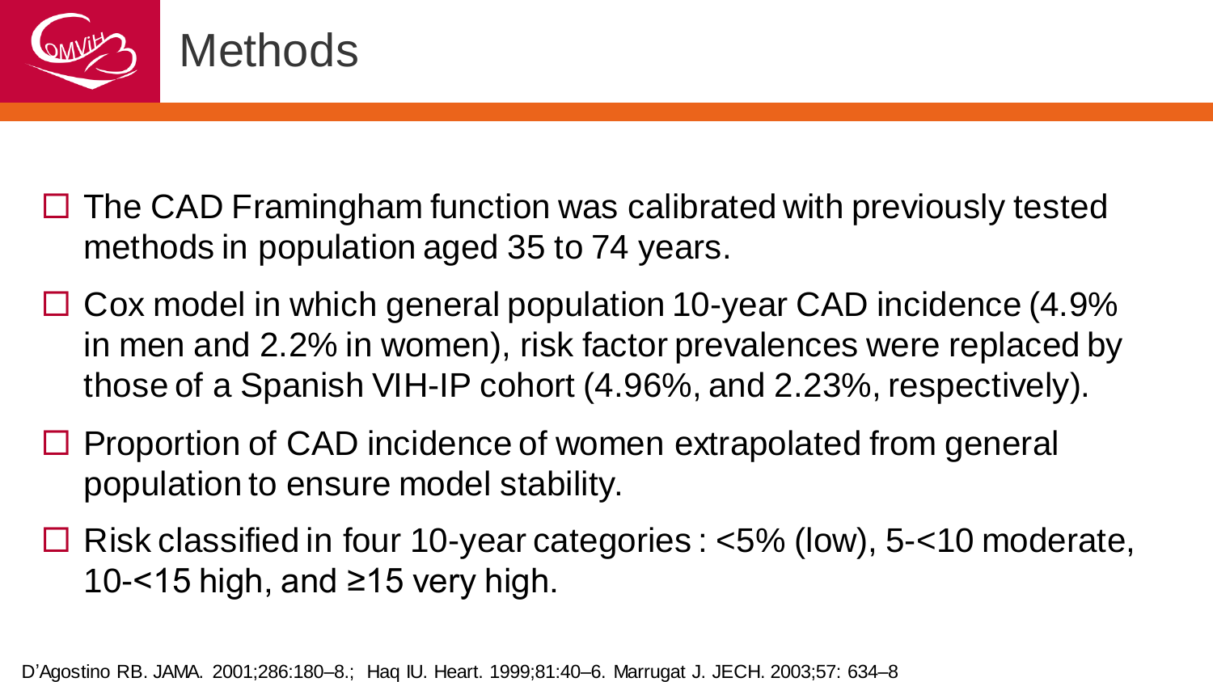# Methods

- The CAD Framingham function was calibrated with previously tested methods in population aged 35 to 74 years.
- Cox model in which general population 10-year CAD incidence (4.9% in men and 2.2% in women), risk factor prevalences were replaced by those of a Spanish VIH-IP cohort (4.96%, and 2.23%, respectively).
- Proportion of CAD incidence of women extrapolated from general population to ensure model stability.
- Risk classified in four 10-year categories : <5% (low), 5-<10 moderate, 10-<15 high, and ≥15 very high.

D'Agostino RB. JAMA. 2001;286:180–8.; Haq IU. Heart. 1999;81:40–6. Marrugat J. JECH. 2003;57: 634–8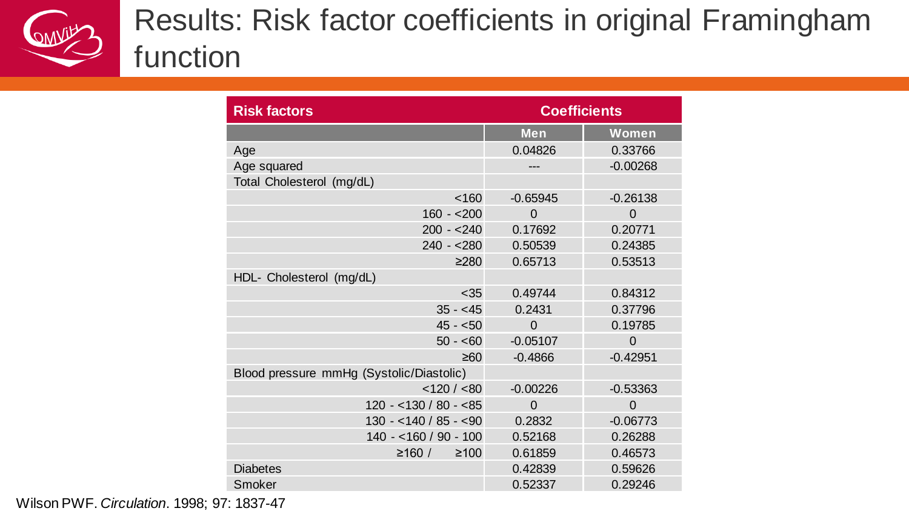# Results: Risk factor coefficients in original Framingham function

| Risk factors | Coefficients | |
|---|---|---|
| | Men | Women |
| Age | 0.04826 | 0.33766 |
| Age squared | --- | -0.00268 |
| Total Cholesterol (mg/dL) | | |
| <160 | -0.65945 | -0.26138 |
| 160 - <200 | 0 | 0 |
| 200 - <240 | 0.17692 | 0.20771 |
| 240 - <280 | 0.50539 | 0.24385 |
| ≥280 | 0.65713 | 0.53513 |
| HDL- Cholesterol (mg/dL) | | |
| <35 | 0.49744 | 0.84312 |
| 35 - <45 | 0.2431 | 0.37796 |
| 45 - <50 | 0 | 0.19785 |
| 50 - <60 | -0.05107 | 0 |
| ≥60 | -0.4866 | -0.42951 |
| Blood pressure mmHg (Systolic/Diastolic) | | |
| <120 / <80 | -0.00226 | -0.53363 |
| 120 - <130 / 80 - <85 | 0 | 0 |
| 130 - <140 / 85 - <90 | 0.2832 | -0.06773 |
| 140 - <160 / 90 - 100 | 0.52168 | 0.26288 |
| ≥160 / ≥100 | 0.61859 | 0.46573 |
| Diabetes | 0.42839 | 0.59626 |
| Smoker | 0.52337 | 0.29246 |

Wilson PWF. *Circulation*. 1998; 97: 1837-47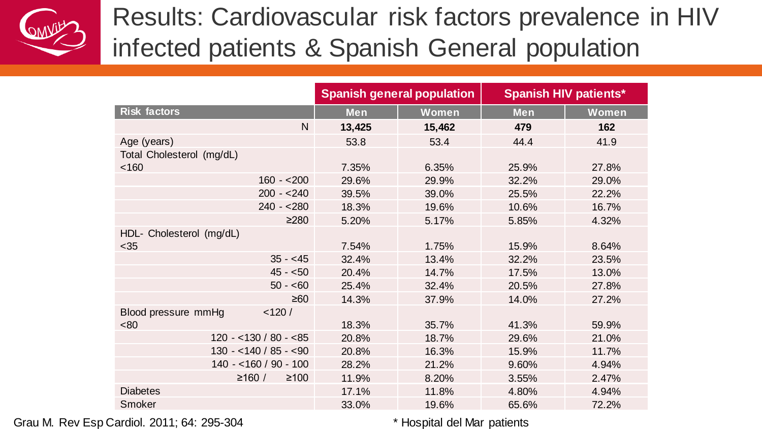# Results: Cardiovascular risk factors prevalence in HIV infected patients & Spanish General population

| | Spanish general population | | Spanish HIV patients* | |
|---|---|---|---|---|
| **Risk factors** | **Men** | **Women** | **Men** | **Women** |
| N | **13,425** | **15,462** | **479** | **162** |
| Age (years) | 53.8 | 53.4 | 44.4 | 41.9 |
| Total Cholesterol (mg/dL) <160 | 7.35% | 6.35% | 25.9% | 27.8% |
| 160 - <200 | 29.6% | 29.9% | 32.2% | 29.0% |
| 200 - <240 | 39.5% | 39.0% | 25.5% | 22.2% |
| 240 - <280 | 18.3% | 19.6% | 10.6% | 16.7% |
| ≥280 | 5.20% | 5.17% | 5.85% | 4.32% |
| HDL- Cholesterol (mg/dL) <35 | 7.54% | 1.75% | 15.9% | 8.64% |
| 35 - <45 | 32.4% | 13.4% | 32.2% | 23.5% |
| 45 - <50 | 20.4% | 14.7% | 17.5% | 13.0% |
| 50 - <60 | 25.4% | 32.4% | 20.5% | 27.8% |
| ≥60 | 14.3% | 37.9% | 14.0% | 27.2% |
| Blood pressure mmHg <120 / <80 | 18.3% | 35.7% | 41.3% | 59.9% |
| 120 - <130 / 80 - <85 | 20.8% | 18.7% | 29.6% | 21.0% |
| 130 - <140 / 85 - <90 | 20.8% | 16.3% | 15.9% | 11.7% |
| 140 - <160 / 90 - 100 | 28.2% | 21.2% | 9.60% | 4.94% |
| ≥160 / ≥100 | 11.9% | 8.20% | 3.55% | 2.47% |
| Diabetes | 17.1% | 11.8% | 4.80% | 4.94% |
| Smoker | 33.0% | 19.6% | 65.6% | 72.2% |

Grau M. Rev Esp Cardiol. 2011; 64: 295-304

* Hospital del Mar patients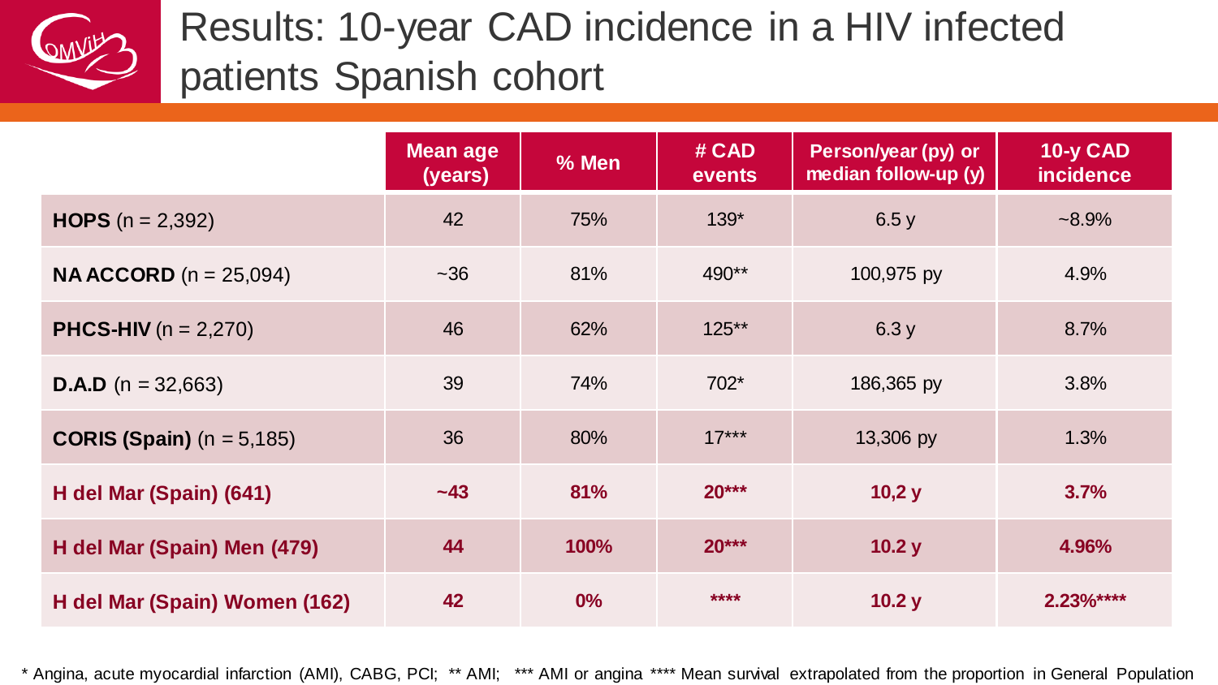# Results: 10-year CAD incidence in a HIV infected patients Spanish cohort

| | Mean age (years) | % Men | # CAD events | Person/year (py) or median follow-up (y) | 10-y CAD incidence |
|---|---|---|---|---|---|
| **HOPS** (n = 2,392) | 42 | 75% | 139* | 6.5 y | ~8.9% |
| **NA ACCORD** (n = 25,094) | ~36 | 81% | 490** | 100,975 py | 4.9% |
| **PHCS-HIV** (n = 2,270) | 46 | 62% | 125** | 6.3 y | 8.7% |
| **D.A.D** (n = 32,663) | 39 | 74% | 702* | 186,365 py | 3.8% |
| **CORIS (Spain)** (n = 5,185) | 36 | 80% | 17*** | 13,306 py | 1.3% |
| **H del Mar (Spain) (641)** | **~43** | **81%** | **20*** ** | **10,2 y** | **3.7%** |
| **H del Mar (Spain) Men (479)** | **44** | **100%** | **20*** ** | **10.2 y** | **4.96%** |
| **H del Mar (Spain) Women (162)** | **42** | **0%** | ** **** ** | **10.2 y** | **2.23%****** |

* Angina, acute myocardial infarction (AMI), CABG, PCI; ** AMI; *** AMI or angina **** Mean survival extrapolated from the proportion in General Population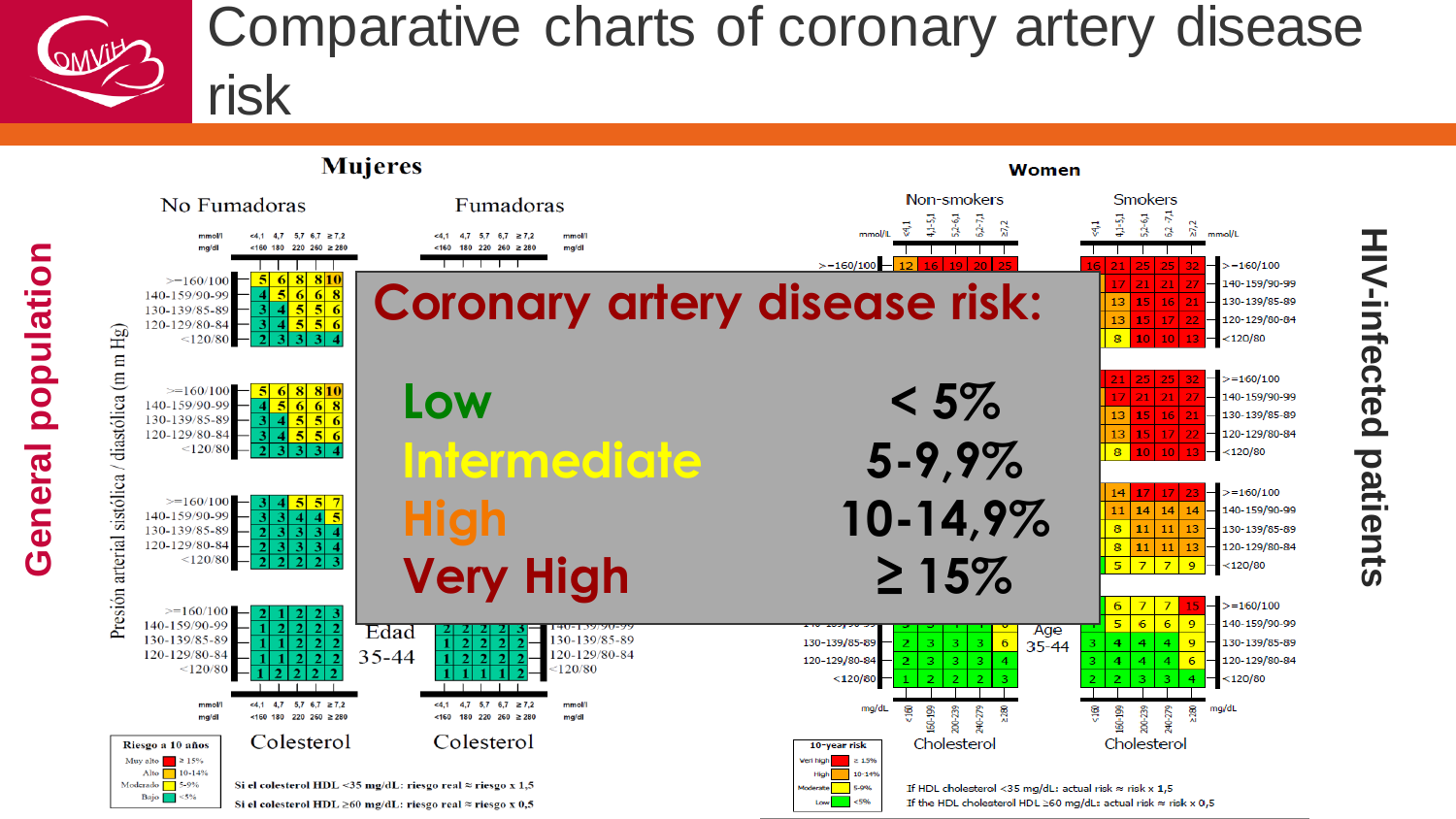# Comparative charts of coronary artery disease risk

**General population**

**Mujeres**

No Fumadoras — Fumadoras

Presión arterial sistólica / diastólica (m m Hg)

Edad 35-44

Colesterol

Riesgo a 10 años: Muy alto ≥ 15%; Alto 10-14%; Moderado 5-9%; Bajo <5%

Si el colesterol HDL <35 mg/dL: riesgo real ≈ riesgo x 1,5

Si el colesterol HDL ≥60 mg/dL: riesgo real ≈ riesgo x 0,5

**HIV-infected patients**

**Women**

Non-smokers — Smokers

Age 35-44

Cholesterol

10-year risk: Very high ≥ 15%; High 10-14%; Moderate 5-9%; Low <5%

If HDL cholesterol <35 mg/dL: actual risk ≈ risk x 1,5

If the HDL cholesterol HDL ≥60 mg/dL: actual risk ≈ risk x 0,5

## Coronary artery disease risk:

| | |
|---|---|
| Low | < 5% |
| Intermediate | 5-9,9% |
| High | 10-14,9% |
| Very High | ≥ 15% |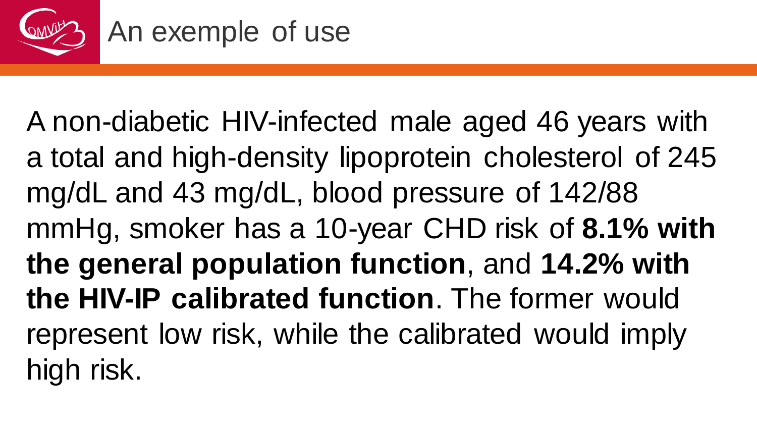# An exemple of use

A non-diabetic HIV-infected male aged 46 years with a total and high-density lipoprotein cholesterol of 245 mg/dL and 43 mg/dL, blood pressure of 142/88 mmHg, smoker has a 10-year CHD risk of **8.1% with the general population function**, and **14.2% with the HIV-IP calibrated function**. The former would represent low risk, while the calibrated would imply high risk.